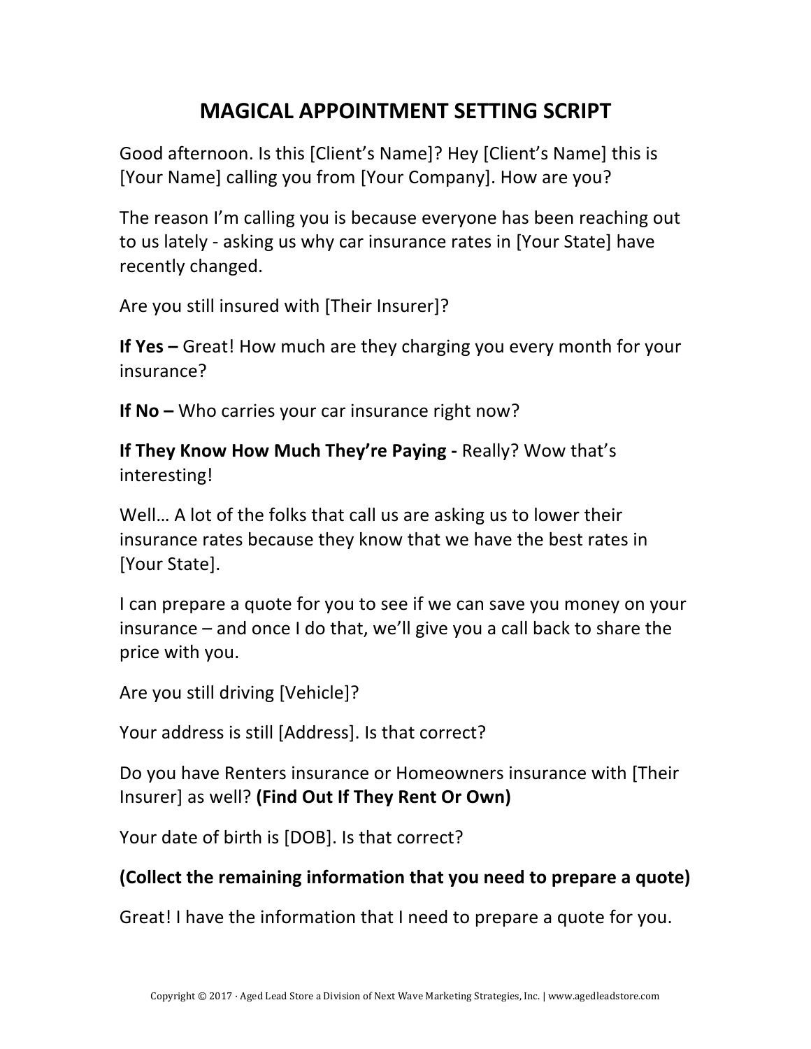# MAGICAL APPOINTMENT SETTING SCRIPT

Good afternoon. Is this [Client's Name]? Hey [Client's Name] this is [Your Name] calling you from [Your Company]. How are you?

The reason I'm calling you is because everyone has been reaching out to us lately - asking us why car insurance rates in [Your State] have recently changed.

Are you still insured with [Their Insurer]?

**If Yes –** Great! How much are they charging you every month for your insurance?

**If No –** Who carries your car insurance right now?

**If They Know How Much They're Paying -** Really? Wow that's interesting!

Well… A lot of the folks that call us are asking us to lower their insurance rates because they know that we have the best rates in [Your State].

I can prepare a quote for you to see if we can save you money on your insurance – and once I do that, we'll give you a call back to share the price with you.

Are you still driving [Vehicle]?

Your address is still [Address]. Is that correct?

Do you have Renters insurance or Homeowners insurance with [Their Insurer] as well? **(Find Out If They Rent Or Own)**

Your date of birth is [DOB]. Is that correct?

**(Collect the remaining information that you need to prepare a quote)**

Great! I have the information that I need to prepare a quote for you.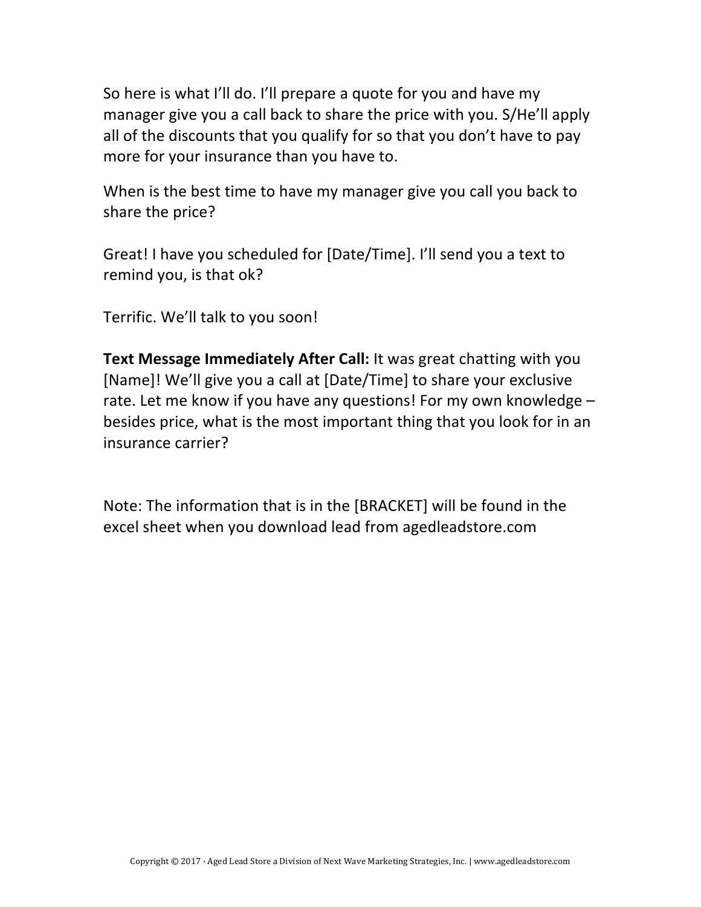So here is what I'll do. I'll prepare a quote for you and have my manager give you a call back to share the price with you. S/He'll apply all of the discounts that you qualify for so that you don't have to pay more for your insurance than you have to.

When is the best time to have my manager give you call you back to share the price?

Great! I have you scheduled for [Date/Time]. I'll send you a text to remind you, is that ok?

Terrific. We'll talk to you soon!

**Text Message Immediately After Call:** It was great chatting with you [Name]! We'll give you a call at [Date/Time] to share your exclusive rate. Let me know if you have any questions! For my own knowledge – besides price, what is the most important thing that you look for in an insurance carrier?

Note: The information that is in the [BRACKET] will be found in the excel sheet when you download lead from agedleadstore.com